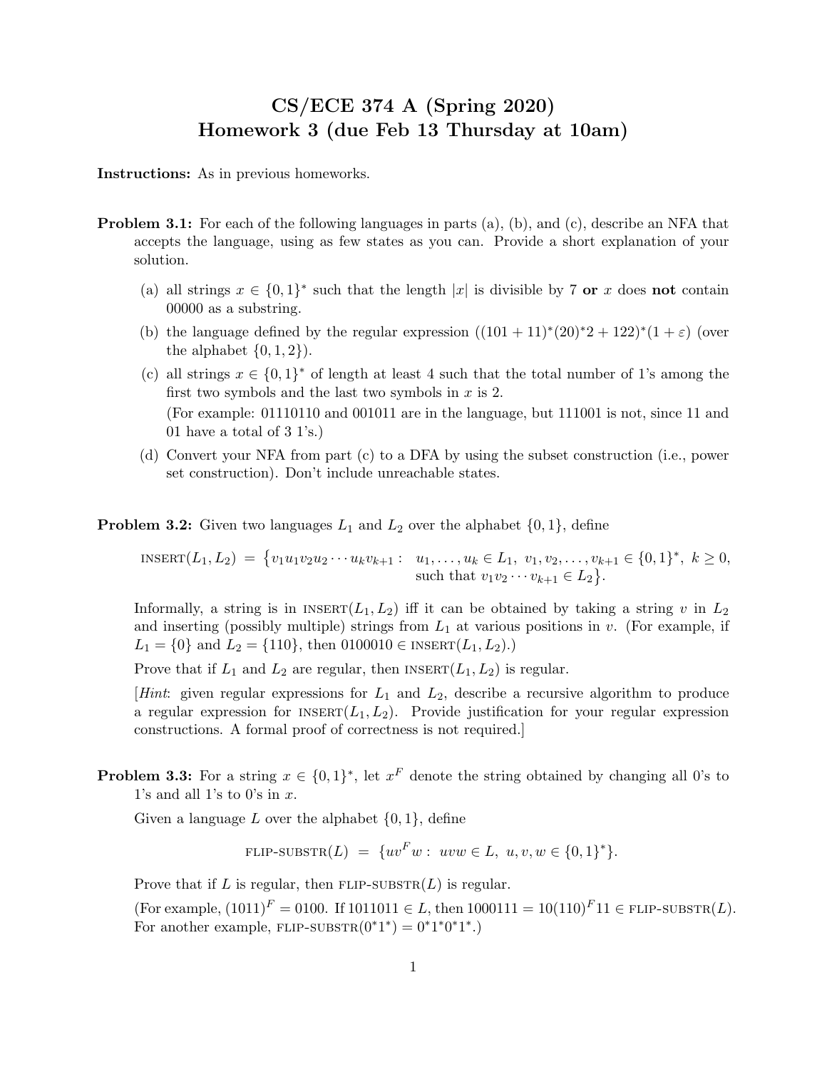# CS/ECE 374 A (Spring 2020) Homework 3 (due Feb 13 Thursday at 10am)

**Instructions:** As in previous homeworks.

**Problem 3.1:** For each of the following languages in parts (a), (b), and (c), describe an NFA that accepts the language, using as few states as you can. Provide a short explanation of your solution.

(a) all strings $x \in \{0,1\}^*$ such that the length $|x|$ is divisible by 7 **or** $x$ does **not** contain 00000 as a substring.

(b) the language defined by the regular expression $((101 + 11)^*(20)^*2 + 122)^*(1 + \varepsilon)$ (over the alphabet $\{0,1,2\}$).

(c) all strings $x \in \{0,1\}^*$ of length at least 4 such that the total number of 1's among the first two symbols and the last two symbols in $x$ is 2.
(For example: 01110110 and 001011 are in the language, but 111001 is not, since 11 and 01 have a total of 3 1's.)

(d) Convert your NFA from part (c) to a DFA by using the subset construction (i.e., power set construction). Don't include unreachable states.

**Problem 3.2:** Given two languages $L_1$ and $L_2$ over the alphabet $\{0,1\}$, define

$$\textsc{insert}(L_1, L_2) = \{v_1u_1v_2u_2\cdots u_kv_{k+1} : \ u_1,\ldots,u_k \in L_1,\ v_1,v_2,\ldots,v_{k+1} \in \{0,1\}^*,\ k \geq 0, \text{ such that } v_1v_2\cdots v_{k+1} \in L_2\}.$$

Informally, a string is in $\textsc{insert}(L_1, L_2)$ iff it can be obtained by taking a string $v$ in $L_2$ and inserting (possibly multiple) strings from $L_1$ at various positions in $v$. (For example, if $L_1 = \{0\}$ and $L_2 = \{110\}$, then $0100010 \in \textsc{insert}(L_1, L_2)$.)

Prove that if $L_1$ and $L_2$ are regular, then $\textsc{insert}(L_1, L_2)$ is regular.

[*Hint*: given regular expressions for $L_1$ and $L_2$, describe a recursive algorithm to produce a regular expression for $\textsc{insert}(L_1, L_2)$. Provide justification for your regular expression constructions. A formal proof of correctness is not required.]

**Problem 3.3:** For a string $x \in \{0,1\}^*$, let $x^F$ denote the string obtained by changing all 0's to 1's and all 1's to 0's in $x$.

Given a language $L$ over the alphabet $\{0,1\}$, define

$$\textsc{flip-substr}(L) = \{uv^Fw : \ uvw \in L,\ u,v,w \in \{0,1\}^*\}.$$

Prove that if $L$ is regular, then $\textsc{flip-substr}(L)$ is regular.

(For example, $(1011)^F = 0100$. If $1011011 \in L$, then $1000111 = 10(110)^F11 \in \textsc{flip-substr}(L)$. For another example, $\textsc{flip-substr}(0^*1^*) = 0^*1^*0^*1^*$.)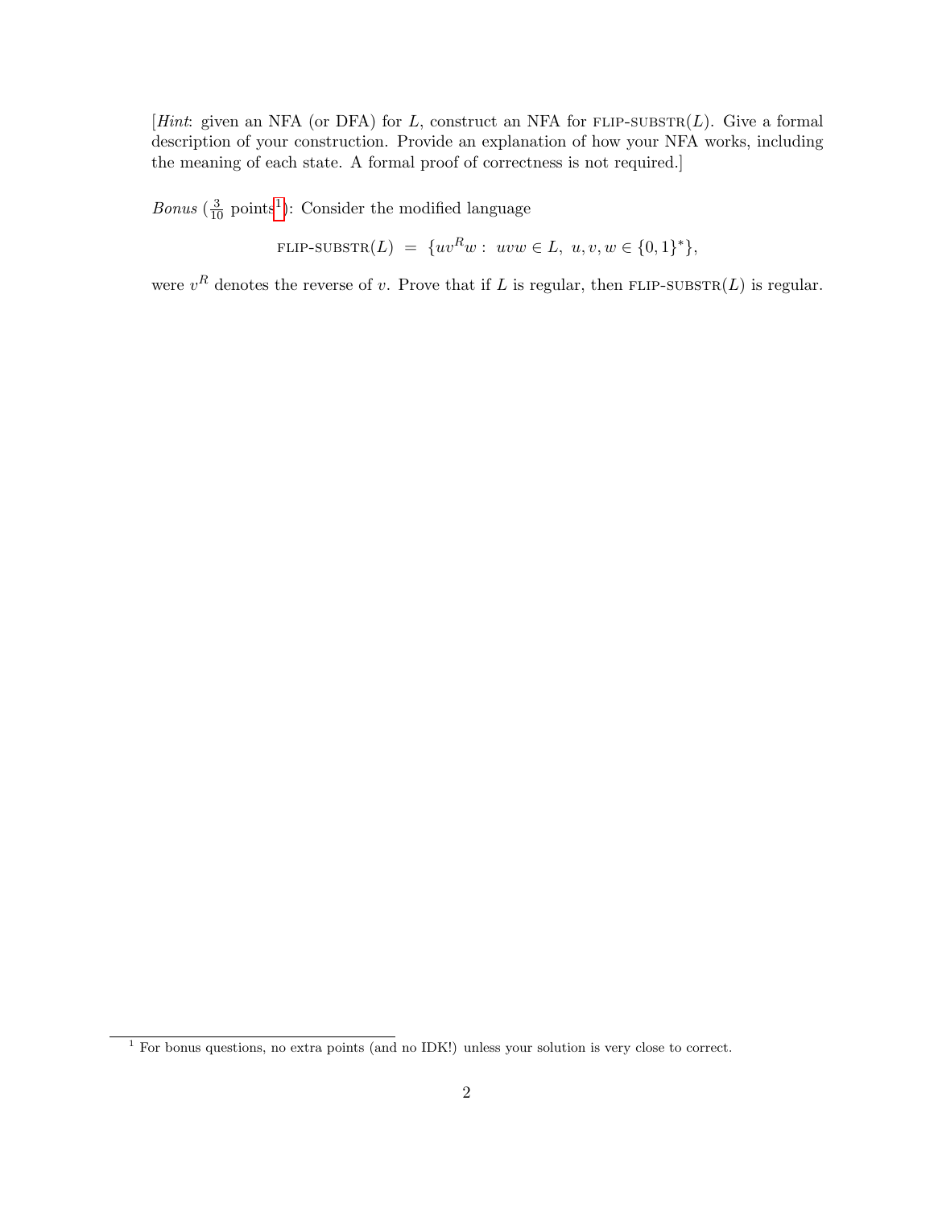[*Hint*: given an NFA (or DFA) for $L$, construct an NFA for FLIP-SUBSTR($L$). Give a formal description of your construction. Provide an explanation of how your NFA works, including the meaning of each state. A formal proof of correctness is not required.]

*Bonus* ($\frac{3}{10}$ points[1]): Consider the modified language

$$\text{FLIP-SUBSTR}(L) \ = \ \{uv^R w : \ uvw \in L, \ u, v, w \in \{0,1\}^*\},$$

were $v^R$ denotes the reverse of $v$. Prove that if $L$ is regular, then FLIP-SUBSTR($L$) is regular.

[1] For bonus questions, no extra points (and no IDK!) unless your solution is very close to correct.